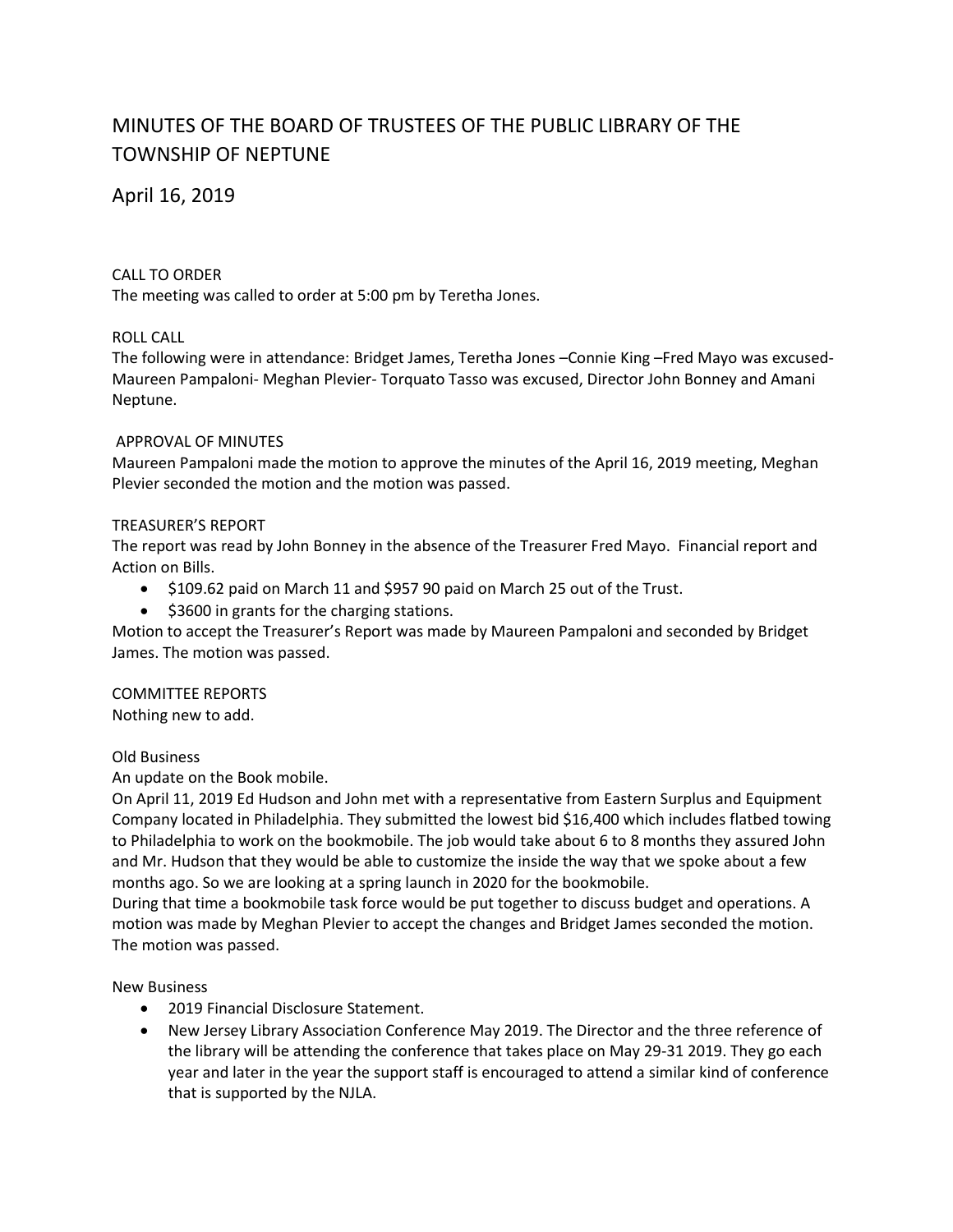# MINUTES OF THE BOARD OF TRUSTEES OF THE PUBLIC LIBRARY OF THE TOWNSHIP OF NEPTUNE

## April 16, 2019

CALL TO ORDER

The meeting was called to order at 5:00 pm by Teretha Jones.

ROLL CALL

The following were in attendance: Bridget James, Teretha Jones –Connie King –Fred Mayo was excused- Maureen Pampaloni- Meghan Plevier- Torquato Tasso was excused, Director John Bonney and Amani Neptune.

APPROVAL OF MINUTES

Maureen Pampaloni made the motion to approve the minutes of the April 16, 2019 meeting, Meghan Plevier seconded the motion and the motion was passed.

TREASURER'S REPORT

The report was read by John Bonney in the absence of the Treasurer Fred Mayo. Financial report and Action on Bills.

- $109.62 paid on March 11 and $957 90 paid on March 25 out of the Trust.
- $3600 in grants for the charging stations.

Motion to accept the Treasurer's Report was made by Maureen Pampaloni and seconded by Bridget James. The motion was passed.

COMMITTEE REPORTS

Nothing new to add.

Old Business

An update on the Book mobile.

On April 11, 2019 Ed Hudson and John met with a representative from Eastern Surplus and Equipment Company located in Philadelphia. They submitted the lowest bid $16,400 which includes flatbed towing to Philadelphia to work on the bookmobile. The job would take about 6 to 8 months they assured John and Mr. Hudson that they would be able to customize the inside the way that we spoke about a few months ago. So we are looking at a spring launch in 2020 for the bookmobile.

During that time a bookmobile task force would be put together to discuss budget and operations. A motion was made by Meghan Plevier to accept the changes and Bridget James seconded the motion. The motion was passed.

New Business

- 2019 Financial Disclosure Statement.
- New Jersey Library Association Conference May 2019. The Director and the three reference of the library will be attending the conference that takes place on May 29-31 2019. They go each year and later in the year the support staff is encouraged to attend a similar kind of conference that is supported by the NJLA.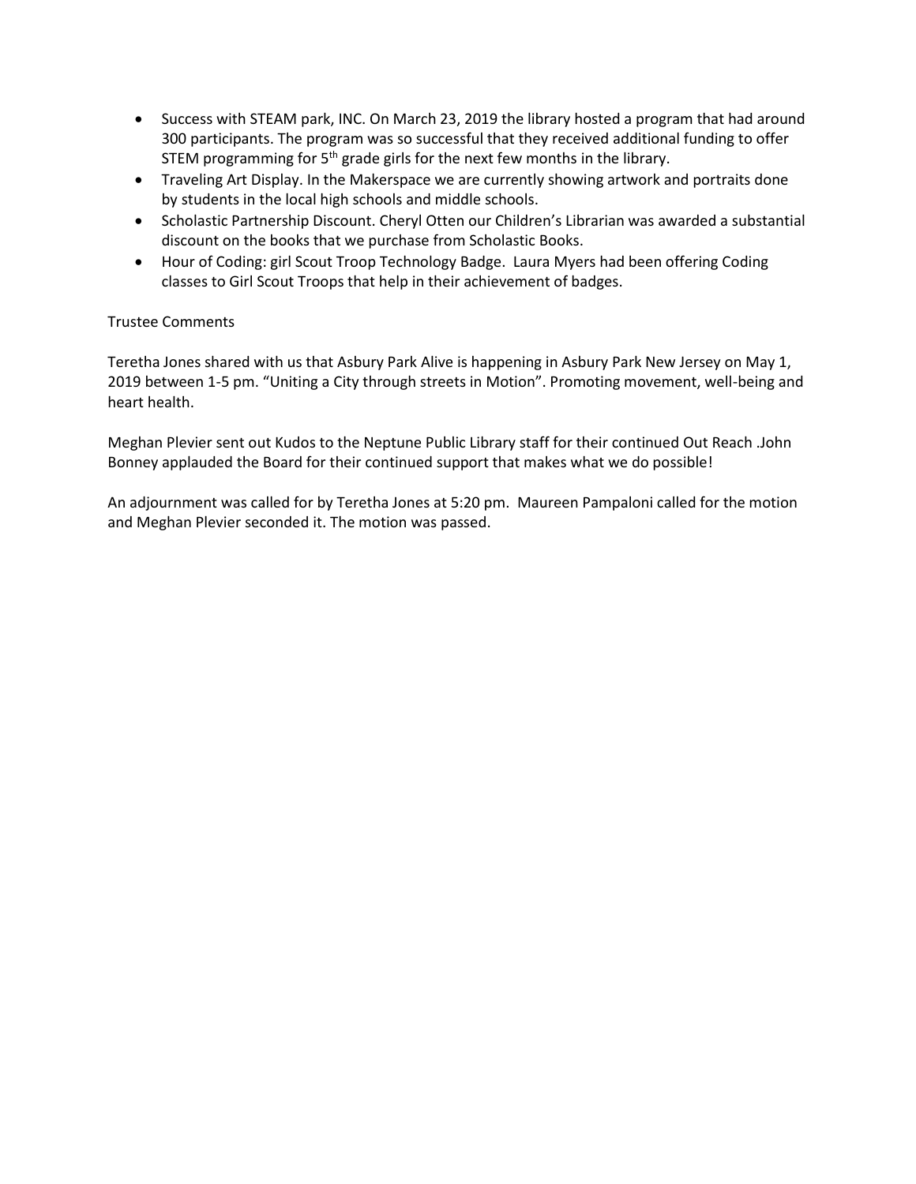- Success with STEAM park, INC. On March 23, 2019 the library hosted a program that had around 300 participants. The program was so successful that they received additional funding to offer STEM programming for 5th grade girls for the next few months in the library.
- Traveling Art Display. In the Makerspace we are currently showing artwork and portraits done by students in the local high schools and middle schools.
- Scholastic Partnership Discount. Cheryl Otten our Children's Librarian was awarded a substantial discount on the books that we purchase from Scholastic Books.
- Hour of Coding: girl Scout Troop Technology Badge. Laura Myers had been offering Coding classes to Girl Scout Troops that help in their achievement of badges.

Trustee Comments

Teretha Jones shared with us that Asbury Park Alive is happening in Asbury Park New Jersey on May 1, 2019 between 1-5 pm. "Uniting a City through streets in Motion". Promoting movement, well-being and heart health.

Meghan Plevier sent out Kudos to the Neptune Public Library staff for their continued Out Reach .John Bonney applauded the Board for their continued support that makes what we do possible!

An adjournment was called for by Teretha Jones at 5:20 pm. Maureen Pampaloni called for the motion and Meghan Plevier seconded it. The motion was passed.